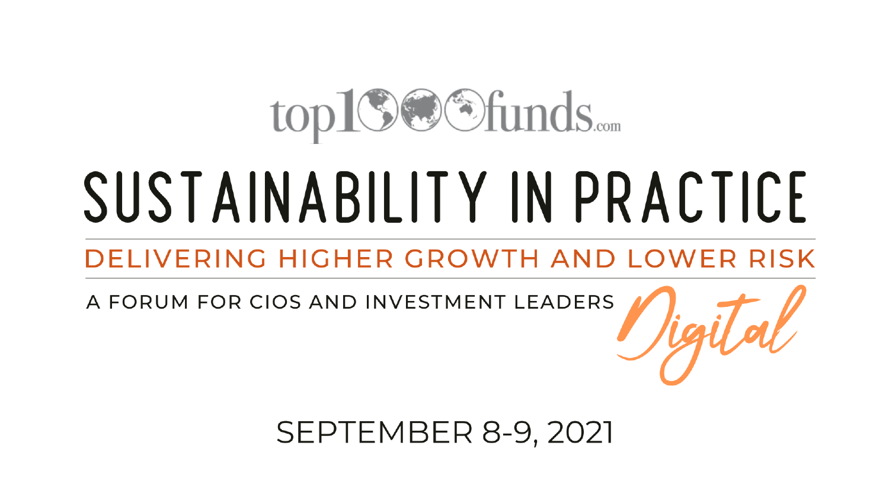top1000funds.com

# SUSTAINABILITY IN PRACTICE

## DELIVERING HIGHER GROWTH AND LOWER RISK

A FORUM FOR CIOS AND INVESTMENT LEADERS

*Digital*

SEPTEMBER 8-9, 2021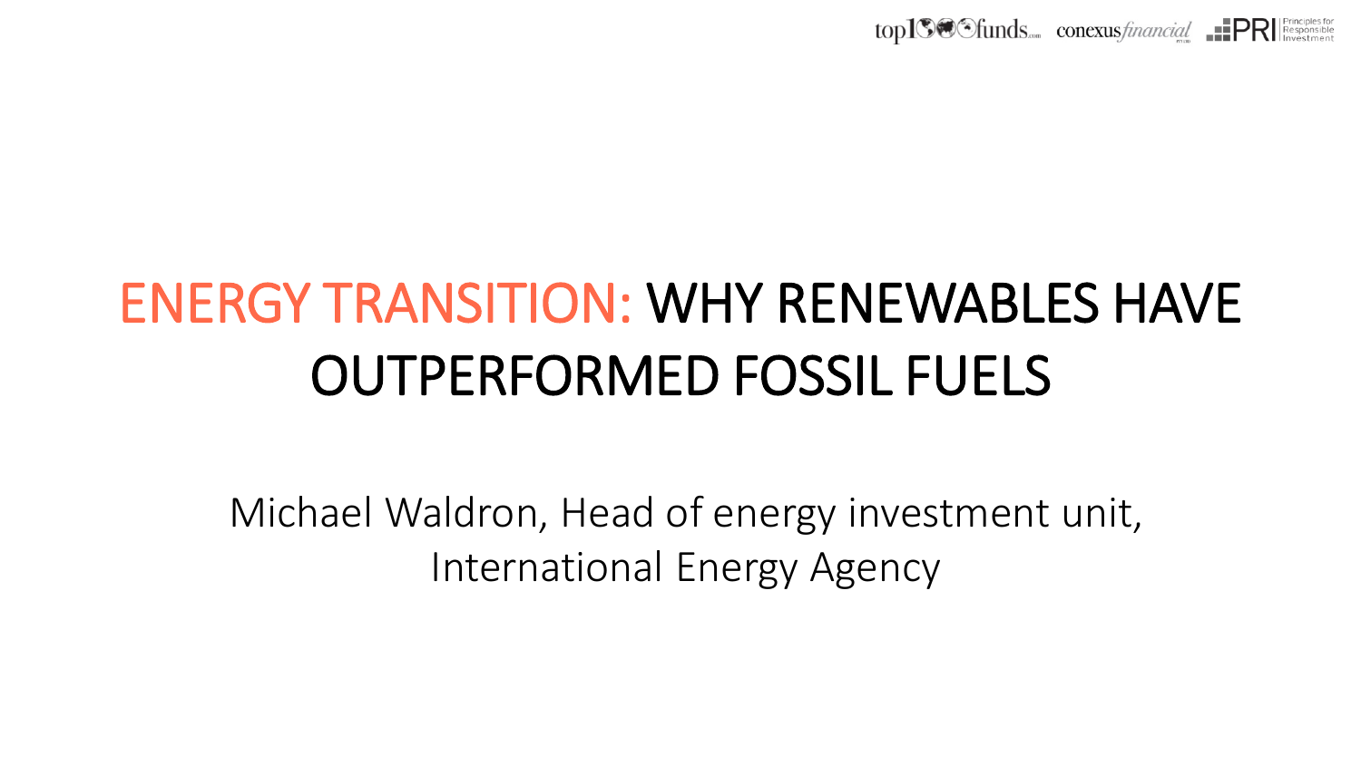# ENERGY TRANSITION: WHY RENEWABLES HAVE OUTPERFORMED FOSSIL FUELS

Michael Waldron, Head of energy investment unit, International Energy Agency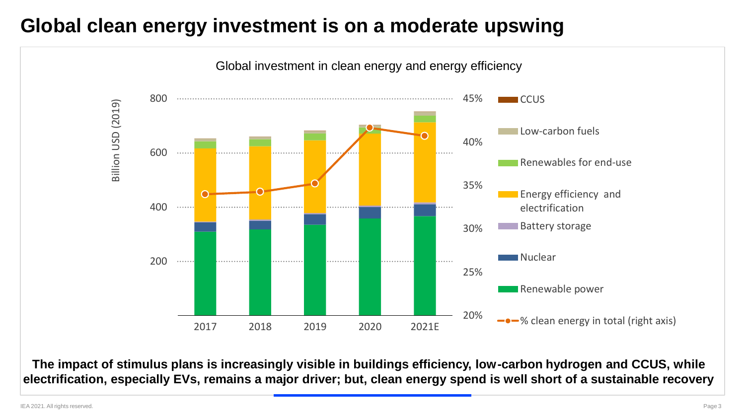# Global clean energy investment is on a moderate upswing

Global investment in clean energy and energy efficiency

Billion USD (2019)

800, 600, 400, 200

45%, 40%, 35%, 30%, 25%, 20%

2017, 2018, 2019, 2020, 2021E

- CCUS
- Low-carbon fuels
- Renewables for end-use
- Energy efficiency and electrification
- Battery storage
- Nuclear
- Renewable power
- % clean energy in total (right axis)

**The impact of stimulus plans is increasingly visible in buildings efficiency, low-carbon hydrogen and CCUS, while electrification, especially EVs, remains a major driver; but, clean energy spend is well short of a sustainable recovery**

IEA 2021. All rights reserved.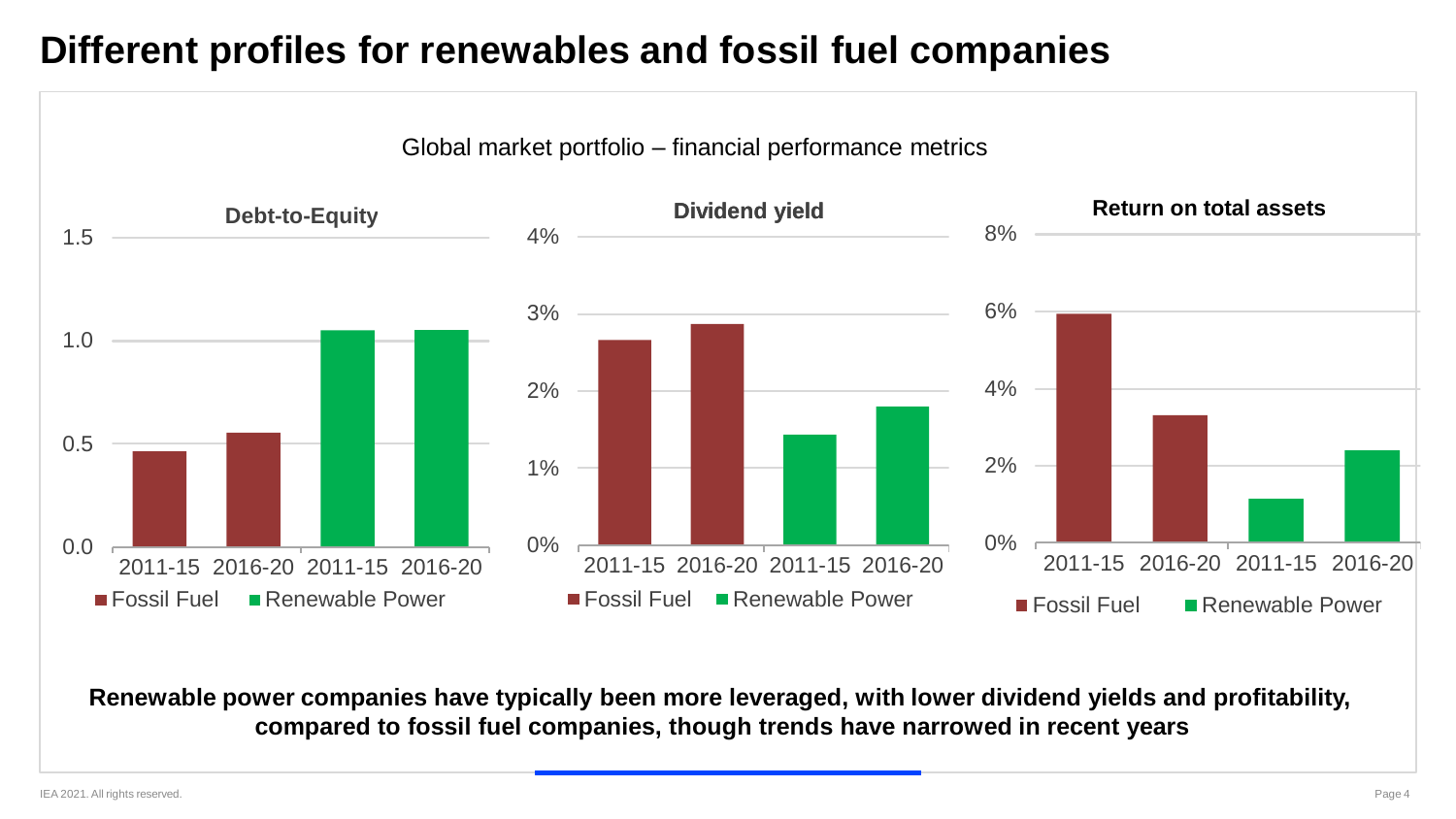# Different profiles for renewables and fossil fuel companies

Global market portfolio – financial performance metrics

**Debt-to-Equity**

**Dividend yield**

**Return on total assets**

■ Fossil Fuel ■ Renewable Power

**Renewable power companies have typically been more leveraged, with lower dividend yields and profitability, compared to fossil fuel companies, though trends have narrowed in recent years**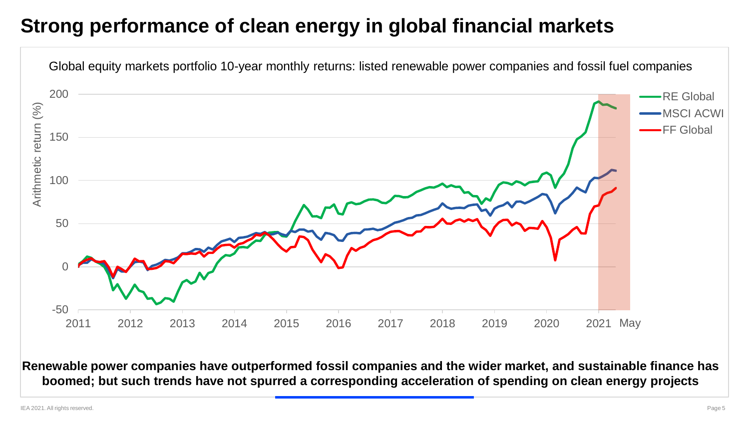# Strong performance of clean energy in global financial markets

Global equity markets portfolio 10-year monthly returns: listed renewable power companies and fossil fuel companies

**Renewable power companies have outperformed fossil companies and the wider market, and sustainable finance has boomed; but such trends have not spurred a corresponding acceleration of spending on clean energy projects**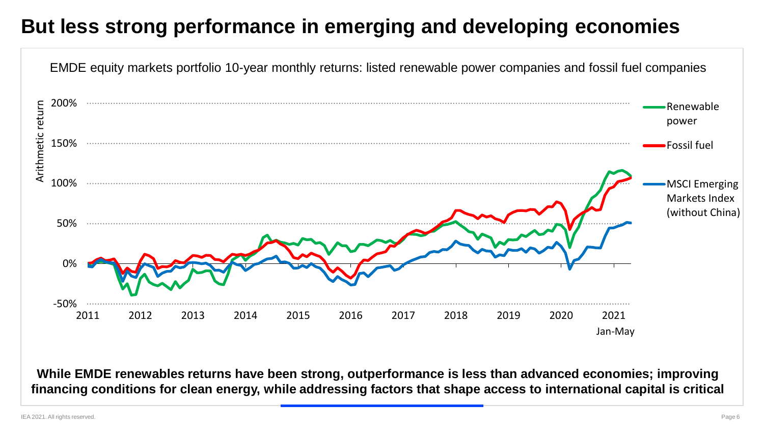# But less strong performance in emerging and developing economies

EMDE equity markets portfolio 10-year monthly returns: listed renewable power companies and fossil fuel companies

Arithmetic return

200%

150%

100%

50%

0%

-50%

2011 2012 2013 2014 2015 2016 2017 2018 2019 2020 2021 Jan-May

Renewable power

Fossil fuel

MSCI Emerging Markets Index (without China)

**While EMDE renewables returns have been strong, outperformance is less than advanced economies; improving financing conditions for clean energy, while addressing factors that shape access to international capital is critical**

IEA 2021. All rights reserved.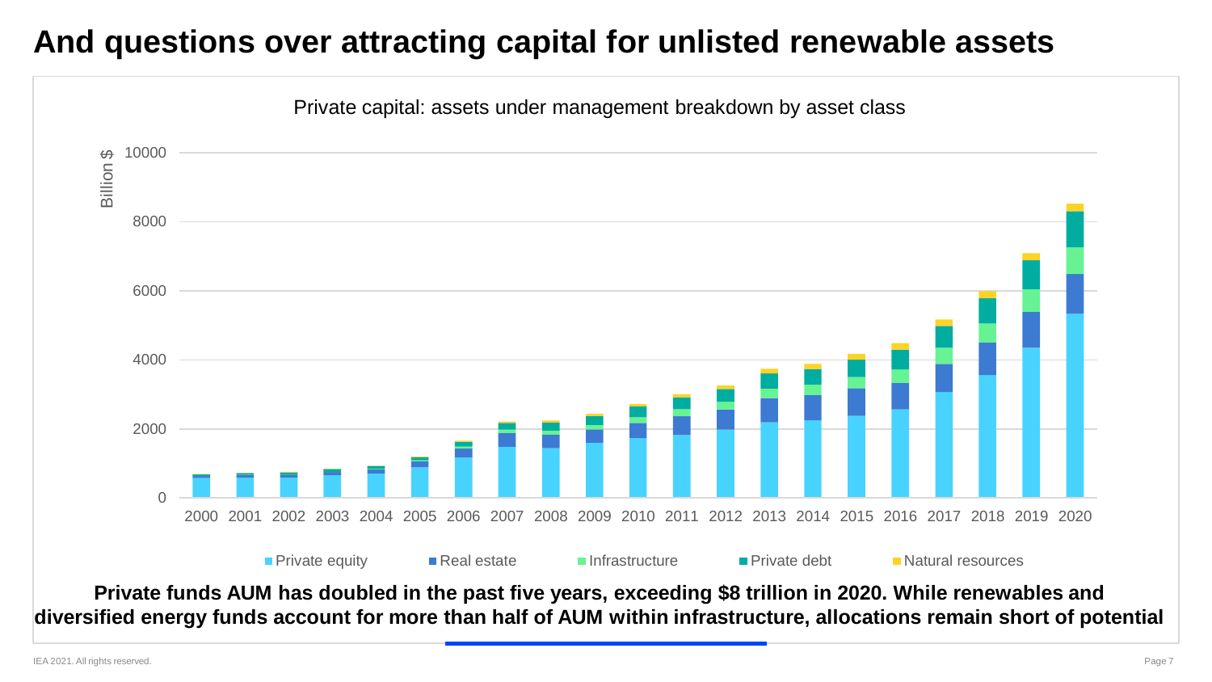# And questions over attracting capital for unlisted renewable assets

Private capital: assets under management breakdown by asset class

Billion $

10000
8000
6000
4000
2000
0

2000 2001 2002 2003 2004 2005 2006 2007 2008 2009 2010 2011 2012 2013 2014 2015 2016 2017 2018 2019 2020

Private equity
Real estate
Infrastructure
Private debt
Natural resources

**Private funds AUM has doubled in the past five years, exceeding $8 trillion in 2020. While renewables and diversified energy funds account for more than half of AUM within infrastructure, allocations remain short of potential**

IEA 2021. All rights reserved.